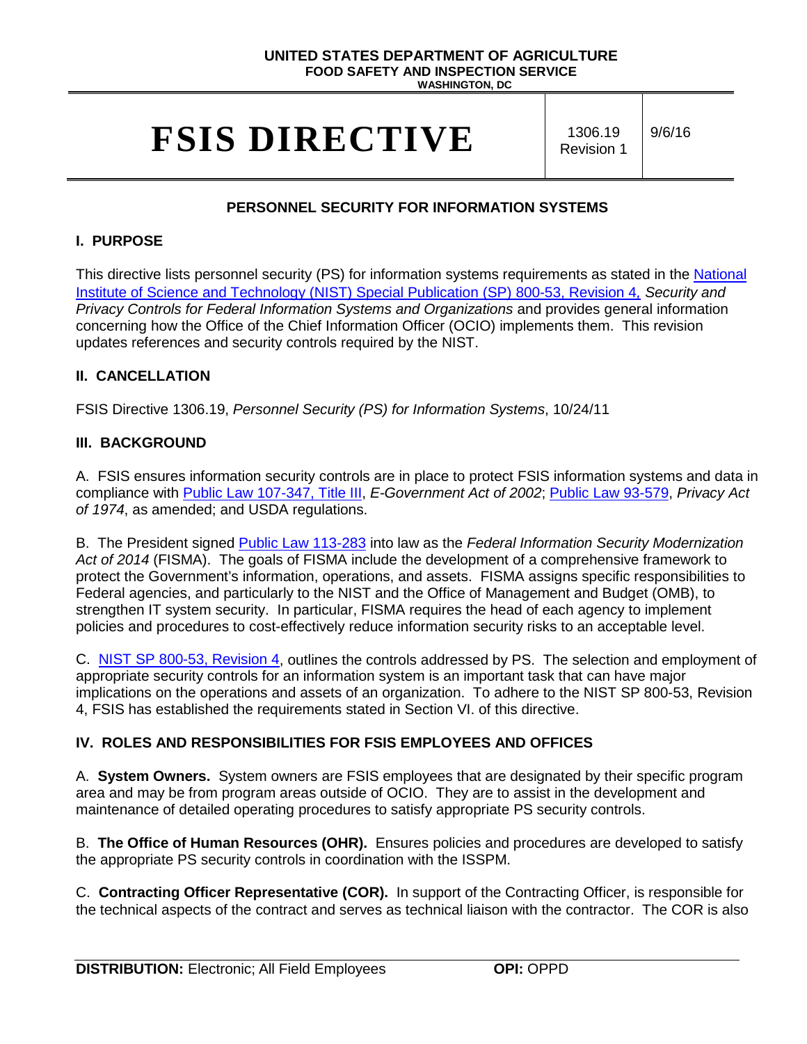UNITED STATES DEPARTMENT OF AGRICULTURE
FOOD SAFETY AND INSPECTION SERVICE
WASHINGTON, DC

# FSIS DIRECTIVE

1306.19 Revision 1 | 9/6/16

## PERSONNEL SECURITY FOR INFORMATION SYSTEMS

### I. PURPOSE

This directive lists personnel security (PS) for information systems requirements as stated in the National Institute of Science and Technology (NIST) Special Publication (SP) 800-53, Revision 4, *Security and Privacy Controls for Federal Information Systems and Organizations* and provides general information concerning how the Office of the Chief Information Officer (OCIO) implements them. This revision updates references and security controls required by the NIST.

### II. CANCELLATION

FSIS Directive 1306.19, *Personnel Security (PS) for Information Systems*, 10/24/11

### III. BACKGROUND

A. FSIS ensures information security controls are in place to protect FSIS information systems and data in compliance with Public Law 107-347, Title III, *E-Government Act of 2002*; Public Law 93-579, *Privacy Act of 1974*, as amended; and USDA regulations.

B. The President signed Public Law 113-283 into law as the *Federal Information Security Modernization Act of 2014* (FISMA). The goals of FISMA include the development of a comprehensive framework to protect the Government's information, operations, and assets. FISMA assigns specific responsibilities to Federal agencies, and particularly to the NIST and the Office of Management and Budget (OMB), to strengthen IT system security. In particular, FISMA requires the head of each agency to implement policies and procedures to cost-effectively reduce information security risks to an acceptable level.

C. NIST SP 800-53, Revision 4, outlines the controls addressed by PS. The selection and employment of appropriate security controls for an information system is an important task that can have major implications on the operations and assets of an organization. To adhere to the NIST SP 800-53, Revision 4, FSIS has established the requirements stated in Section VI. of this directive.

### IV. ROLES AND RESPONSIBILITIES FOR FSIS EMPLOYEES AND OFFICES

A. **System Owners.** System owners are FSIS employees that are designated by their specific program area and may be from program areas outside of OCIO. They are to assist in the development and maintenance of detailed operating procedures to satisfy appropriate PS security controls.

B. **The Office of Human Resources (OHR).** Ensures policies and procedures are developed to satisfy the appropriate PS security controls in coordination with the ISSPM.

C. **Contracting Officer Representative (COR).** In support of the Contracting Officer, is responsible for the technical aspects of the contract and serves as technical liaison with the contractor. The COR is also

**DISTRIBUTION:** Electronic; All Field Employees **OPI:** OPPD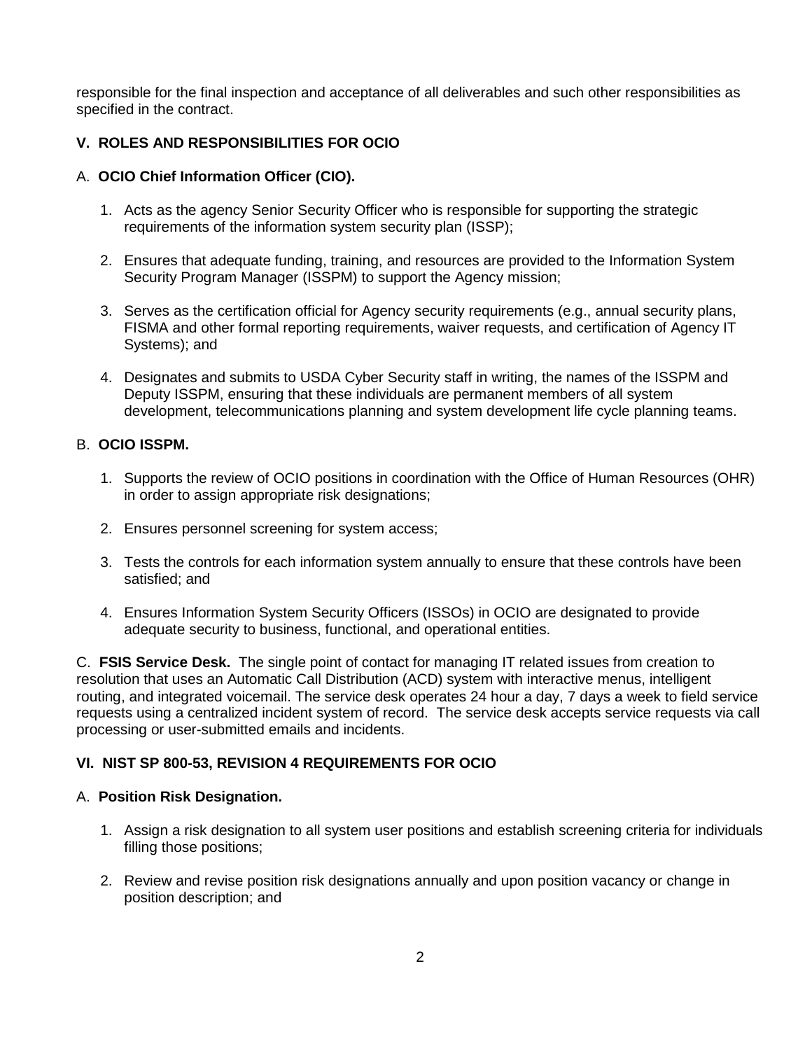responsible for the final inspection and acceptance of all deliverables and such other responsibilities as specified in the contract.

## V. ROLES AND RESPONSIBILITIES FOR OCIO

### A. OCIO Chief Information Officer (CIO).

1. Acts as the agency Senior Security Officer who is responsible for supporting the strategic requirements of the information system security plan (ISSP);

2. Ensures that adequate funding, training, and resources are provided to the Information System Security Program Manager (ISSPM) to support the Agency mission;

3. Serves as the certification official for Agency security requirements (e.g., annual security plans, FISMA and other formal reporting requirements, waiver requests, and certification of Agency IT Systems); and

4. Designates and submits to USDA Cyber Security staff in writing, the names of the ISSPM and Deputy ISSPM, ensuring that these individuals are permanent members of all system development, telecommunications planning and system development life cycle planning teams.

### B. OCIO ISSPM.

1. Supports the review of OCIO positions in coordination with the Office of Human Resources (OHR) in order to assign appropriate risk designations;

2. Ensures personnel screening for system access;

3. Tests the controls for each information system annually to ensure that these controls have been satisfied; and

4. Ensures Information System Security Officers (ISSOs) in OCIO are designated to provide adequate security to business, functional, and operational entities.

C. **FSIS Service Desk.** The single point of contact for managing IT related issues from creation to resolution that uses an Automatic Call Distribution (ACD) system with interactive menus, intelligent routing, and integrated voicemail. The service desk operates 24 hour a day, 7 days a week to field service requests using a centralized incident system of record. The service desk accepts service requests via call processing or user-submitted emails and incidents.

## VI. NIST SP 800-53, REVISION 4 REQUIREMENTS FOR OCIO

### A. Position Risk Designation.

1. Assign a risk designation to all system user positions and establish screening criteria for individuals filling those positions;

2. Review and revise position risk designations annually and upon position vacancy or change in position description; and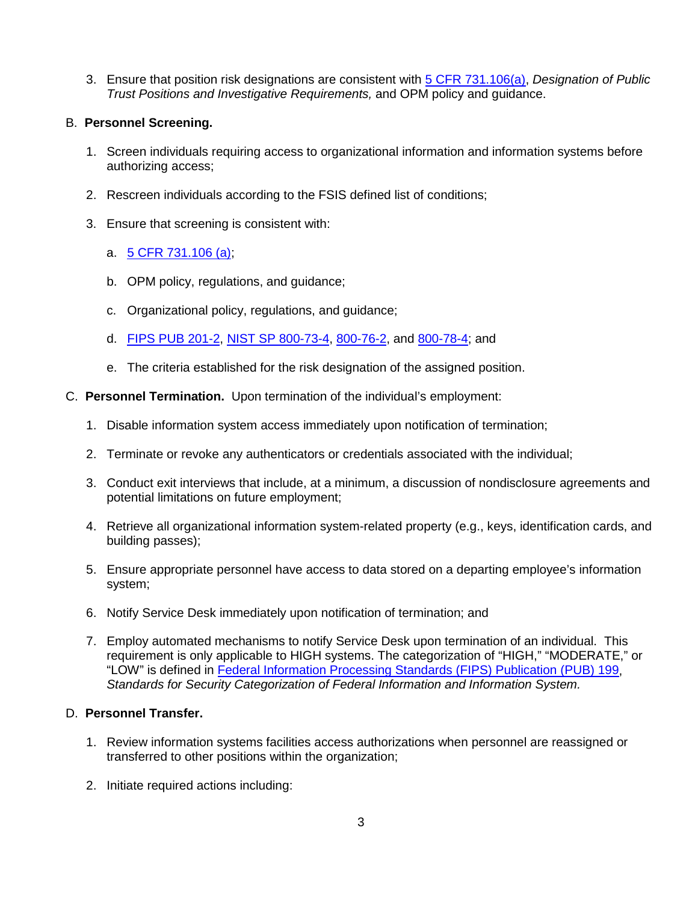3. Ensure that position risk designations are consistent with [5 CFR 731.106(a)](), *Designation of Public Trust Positions and Investigative Requirements,* and OPM policy and guidance.

B. **Personnel Screening.**

1. Screen individuals requiring access to organizational information and information systems before authorizing access;

2. Rescreen individuals according to the FSIS defined list of conditions;

3. Ensure that screening is consistent with:

   a. 5 CFR 731.106 (a);

   b. OPM policy, regulations, and guidance;

   c. Organizational policy, regulations, and guidance;

   d. FIPS PUB 201-2, NIST SP 800-73-4, 800-76-2, and 800-78-4; and

   e. The criteria established for the risk designation of the assigned position.

C. **Personnel Termination.** Upon termination of the individual's employment:

1. Disable information system access immediately upon notification of termination;

2. Terminate or revoke any authenticators or credentials associated with the individual;

3. Conduct exit interviews that include, at a minimum, a discussion of nondisclosure agreements and potential limitations on future employment;

4. Retrieve all organizational information system-related property (e.g., keys, identification cards, and building passes);

5. Ensure appropriate personnel have access to data stored on a departing employee's information system;

6. Notify Service Desk immediately upon notification of termination; and

7. Employ automated mechanisms to notify Service Desk upon termination of an individual. This requirement is only applicable to HIGH systems. The categorization of "HIGH," "MODERATE," or "LOW" is defined in Federal Information Processing Standards (FIPS) Publication (PUB) 199, *Standards for Security Categorization of Federal Information and Information System.*

D. **Personnel Transfer.**

1. Review information systems facilities access authorizations when personnel are reassigned or transferred to other positions within the organization;

2. Initiate required actions including: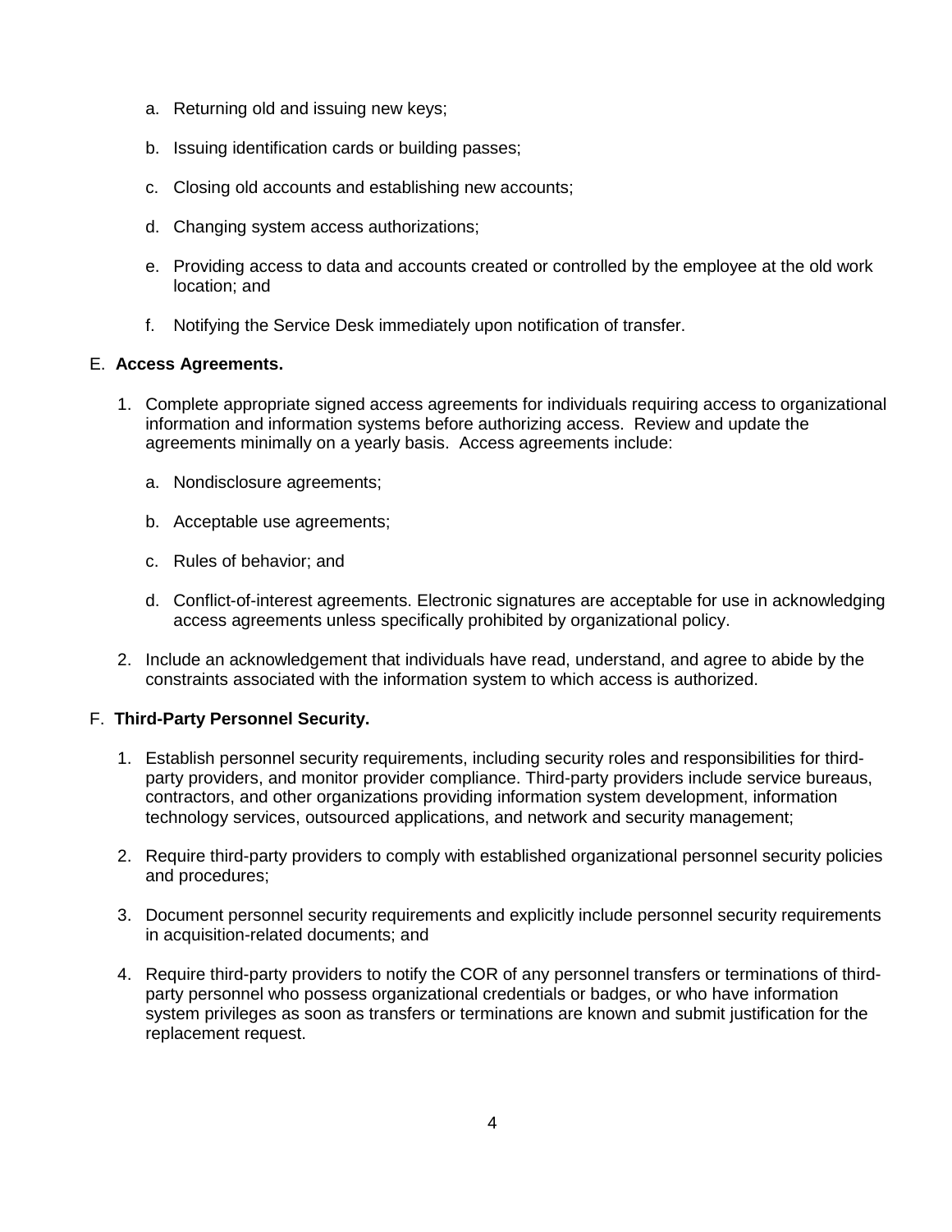a. Returning old and issuing new keys;

b. Issuing identification cards or building passes;

c. Closing old accounts and establishing new accounts;

d. Changing system access authorizations;

e. Providing access to data and accounts created or controlled by the employee at the old work location; and

f. Notifying the Service Desk immediately upon notification of transfer.

E. **Access Agreements.**

1. Complete appropriate signed access agreements for individuals requiring access to organizational information and information systems before authorizing access. Review and update the agreements minimally on a yearly basis. Access agreements include:

   a. Nondisclosure agreements;

   b. Acceptable use agreements;

   c. Rules of behavior; and

   d. Conflict-of-interest agreements. Electronic signatures are acceptable for use in acknowledging access agreements unless specifically prohibited by organizational policy.

2. Include an acknowledgement that individuals have read, understand, and agree to abide by the constraints associated with the information system to which access is authorized.

F. **Third-Party Personnel Security.**

1. Establish personnel security requirements, including security roles and responsibilities for third-party providers, and monitor provider compliance. Third-party providers include service bureaus, contractors, and other organizations providing information system development, information technology services, outsourced applications, and network and security management;

2. Require third-party providers to comply with established organizational personnel security policies and procedures;

3. Document personnel security requirements and explicitly include personnel security requirements in acquisition-related documents; and

4. Require third-party providers to notify the COR of any personnel transfers or terminations of third-party personnel who possess organizational credentials or badges, or who have information system privileges as soon as transfers or terminations are known and submit justification for the replacement request.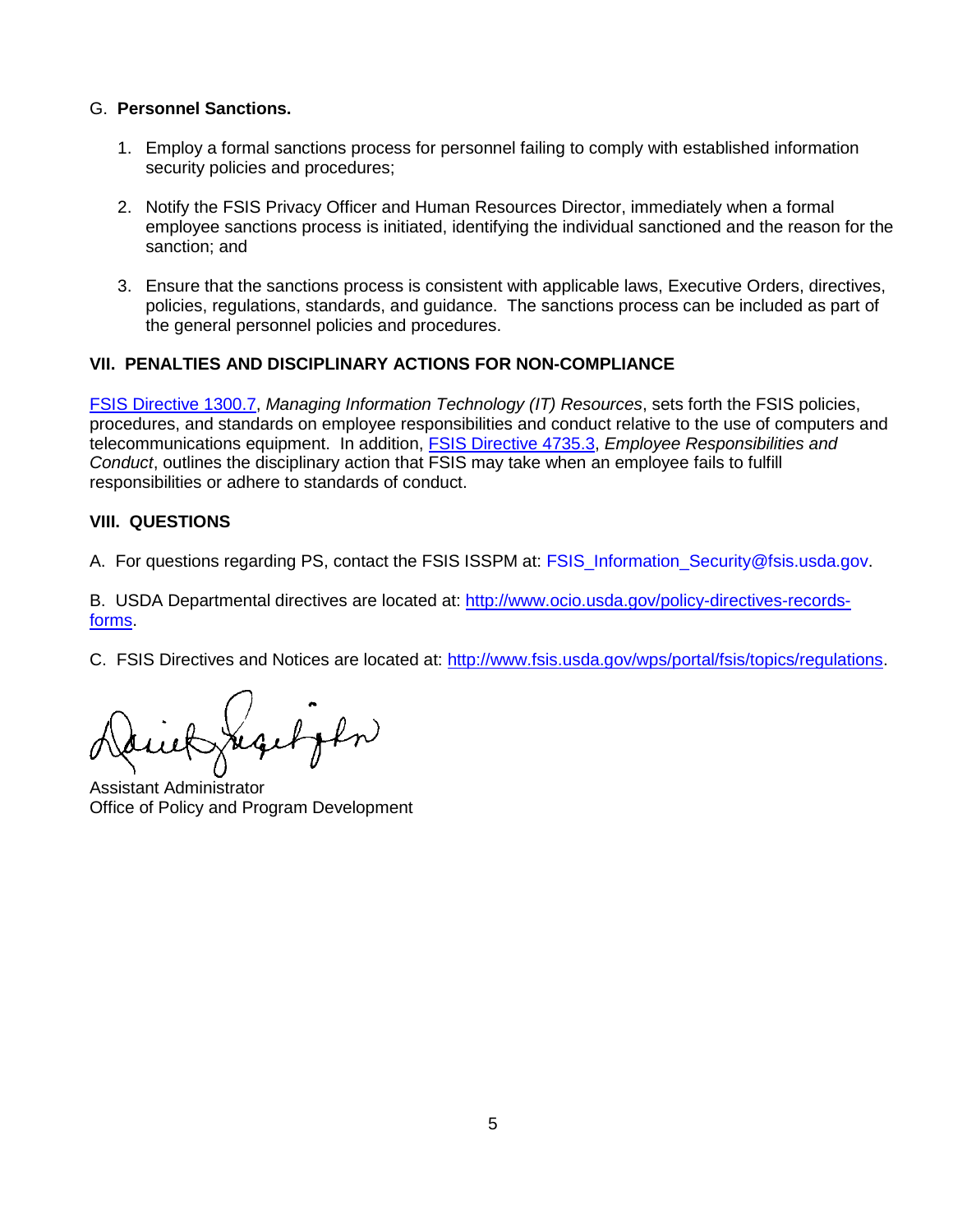G. **Personnel Sanctions.**

1. Employ a formal sanctions process for personnel failing to comply with established information security policies and procedures;

2. Notify the FSIS Privacy Officer and Human Resources Director, immediately when a formal employee sanctions process is initiated, identifying the individual sanctioned and the reason for the sanction; and

3. Ensure that the sanctions process is consistent with applicable laws, Executive Orders, directives, policies, regulations, standards, and guidance. The sanctions process can be included as part of the general personnel policies and procedures.

## VII. PENALTIES AND DISCIPLINARY ACTIONS FOR NON-COMPLIANCE

FSIS Directive 1300.7, *Managing Information Technology (IT) Resources*, sets forth the FSIS policies, procedures, and standards on employee responsibilities and conduct relative to the use of computers and telecommunications equipment. In addition, FSIS Directive 4735.3, *Employee Responsibilities and Conduct*, outlines the disciplinary action that FSIS may take when an employee fails to fulfill responsibilities or adhere to standards of conduct.

## VIII. QUESTIONS

A. For questions regarding PS, contact the FSIS ISSPM at: FSIS_Information_Security@fsis.usda.gov.

B. USDA Departmental directives are located at: http://www.ocio.usda.gov/policy-directives-records-forms.

C. FSIS Directives and Notices are located at: http://www.fsis.usda.gov/wps/portal/fsis/topics/regulations.

Assistant Administrator
Office of Policy and Program Development